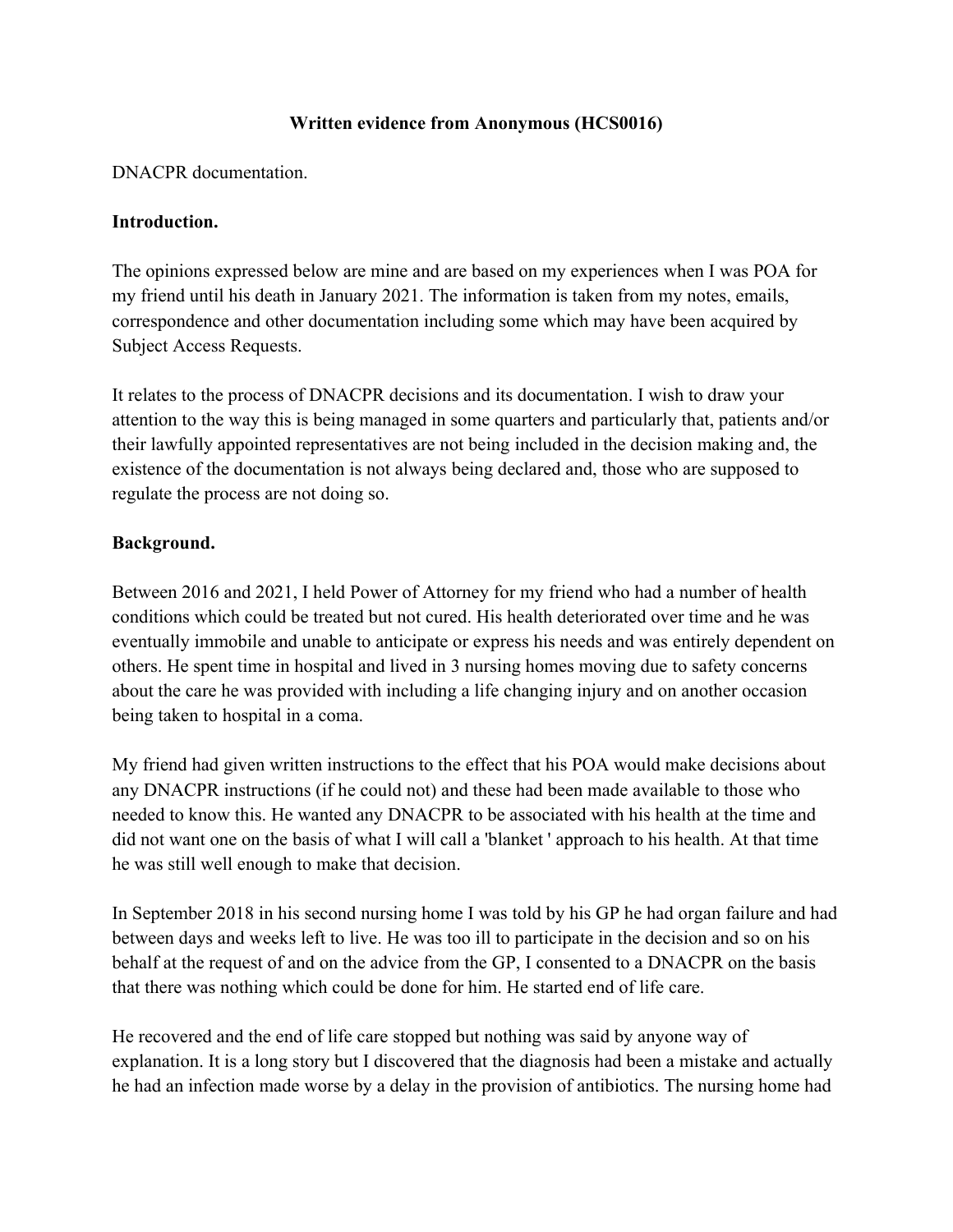**Written evidence from Anonymous (HCS0016)**

DNACPR documentation.

**Introduction.**

The opinions expressed below are mine and are based on my experiences when I was POA for my friend until his death in January 2021. The information is taken from my notes, emails, correspondence and other documentation including some which may have been acquired by Subject Access Requests.

It relates to the process of DNACPR decisions and its documentation. I wish to draw your attention to the way this is being managed in some quarters and particularly that, patients and/or their lawfully appointed representatives are not being included in the decision making and, the existence of the documentation is not always being declared and, those who are supposed to regulate the process are not doing so.

**Background.**

Between 2016 and 2021, I held Power of Attorney for my friend who had a number of health conditions which could be treated but not cured. His health deteriorated over time and he was eventually immobile and unable to anticipate or express his needs and was entirely dependent on others. He spent time in hospital and lived in 3 nursing homes moving due to safety concerns about the care he was provided with including a life changing injury and on another occasion being taken to hospital in a coma.

My friend had given written instructions to the effect that his POA would make decisions about any DNACPR instructions (if he could not) and these had been made available to those who needed to know this. He wanted any DNACPR to be associated with his health at the time and did not want one on the basis of what I will call a 'blanket ' approach to his health. At that time he was still well enough to make that decision.

In September 2018 in his second nursing home I was told by his GP he had organ failure and had between days and weeks left to live. He was too ill to participate in the decision and so on his behalf at the request of and on the advice from the GP, I consented to a DNACPR on the basis that there was nothing which could be done for him. He started end of life care.

He recovered and the end of life care stopped but nothing was said by anyone way of explanation. It is a long story but I discovered that the diagnosis had been a mistake and actually he had an infection made worse by a delay in the provision of antibiotics. The nursing home had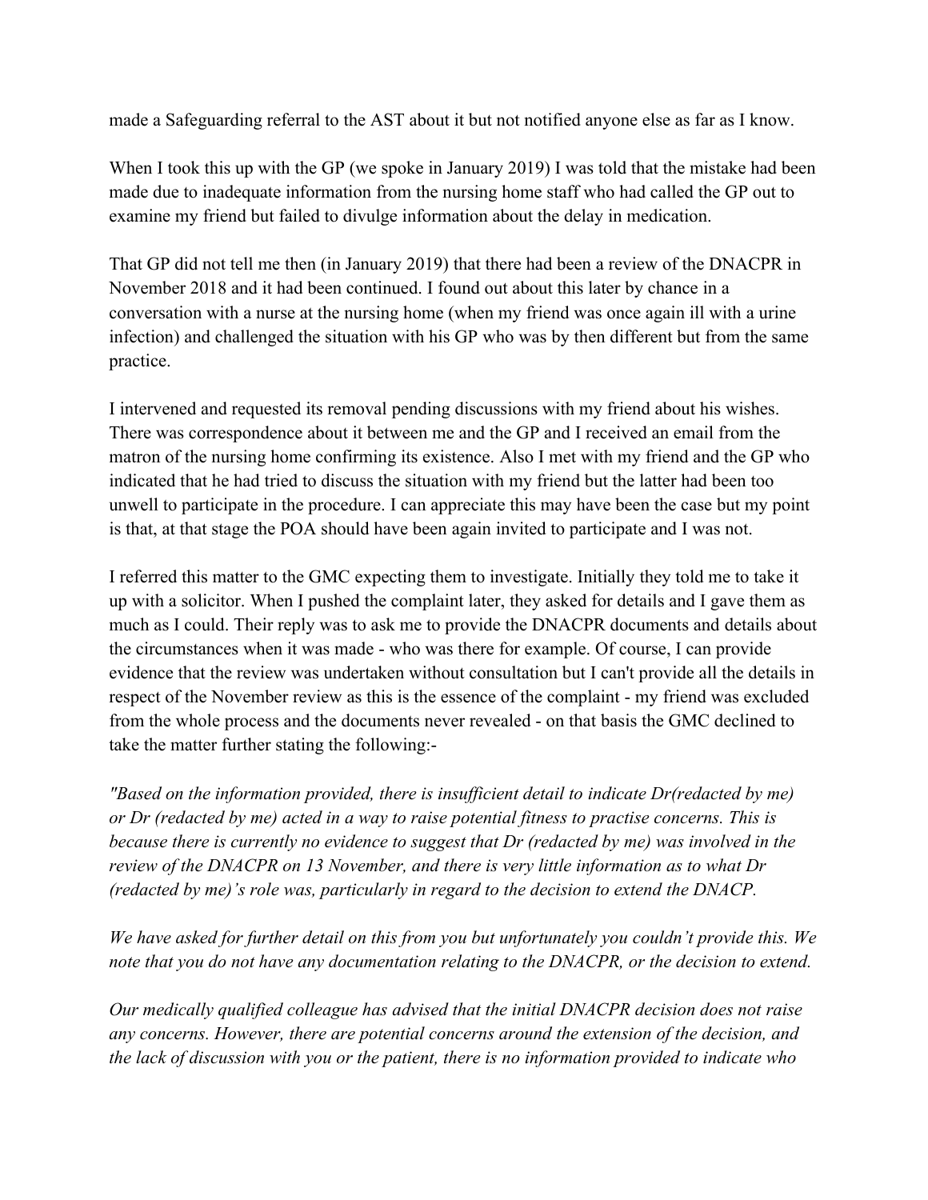made a Safeguarding referral to the AST about it but not notified anyone else as far as I know.

When I took this up with the GP (we spoke in January 2019) I was told that the mistake had been made due to inadequate information from the nursing home staff who had called the GP out to examine my friend but failed to divulge information about the delay in medication.

That GP did not tell me then (in January 2019) that there had been a review of the DNACPR in November 2018 and it had been continued. I found out about this later by chance in a conversation with a nurse at the nursing home (when my friend was once again ill with a urine infection) and challenged the situation with his GP who was by then different but from the same practice.

I intervened and requested its removal pending discussions with my friend about his wishes. There was correspondence about it between me and the GP and I received an email from the matron of the nursing home confirming its existence. Also I met with my friend and the GP who indicated that he had tried to discuss the situation with my friend but the latter had been too unwell to participate in the procedure. I can appreciate this may have been the case but my point is that, at that stage the POA should have been again invited to participate and I was not.

I referred this matter to the GMC expecting them to investigate. Initially they told me to take it up with a solicitor. When I pushed the complaint later, they asked for details and I gave them as much as I could. Their reply was to ask me to provide the DNACPR documents and details about the circumstances when it was made - who was there for example. Of course, I can provide evidence that the review was undertaken without consultation but I can't provide all the details in respect of the November review as this is the essence of the complaint - my friend was excluded from the whole process and the documents never revealed - on that basis the GMC declined to take the matter further stating the following:-

*"Based on the information provided, there is insufficient detail to indicate Dr(redacted by me) or Dr (redacted by me) acted in a way to raise potential fitness to practise concerns. This is because there is currently no evidence to suggest that Dr (redacted by me) was involved in the review of the DNACPR on 13 November, and there is very little information as to what Dr (redacted by me)'s role was, particularly in regard to the decision to extend the DNACP.*

*We have asked for further detail on this from you but unfortunately you couldn't provide this. We note that you do not have any documentation relating to the DNACPR, or the decision to extend.*

*Our medically qualified colleague has advised that the initial DNACPR decision does not raise any concerns. However, there are potential concerns around the extension of the decision, and the lack of discussion with you or the patient, there is no information provided to indicate who*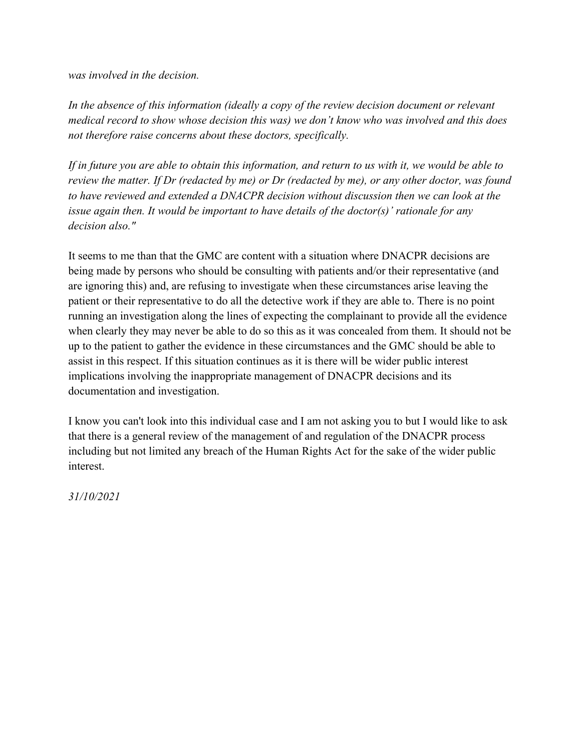*was involved in the decision.*

*In the absence of this information (ideally a copy of the review decision document or relevant medical record to show whose decision this was) we don't know who was involved and this does not therefore raise concerns about these doctors, specifically.*

*If in future you are able to obtain this information, and return to us with it, we would be able to review the matter. If Dr (redacted by me) or Dr (redacted by me), or any other doctor, was found to have reviewed and extended a DNACPR decision without discussion then we can look at the issue again then. It would be important to have details of the doctor(s)' rationale for any decision also."*

It seems to me than that the GMC are content with a situation where DNACPR decisions are being made by persons who should be consulting with patients and/or their representative (and are ignoring this) and, are refusing to investigate when these circumstances arise leaving the patient or their representative to do all the detective work if they are able to. There is no point running an investigation along the lines of expecting the complainant to provide all the evidence when clearly they may never be able to do so this as it was concealed from them. It should not be up to the patient to gather the evidence in these circumstances and the GMC should be able to assist in this respect. If this situation continues as it is there will be wider public interest implications involving the inappropriate management of DNACPR decisions and its documentation and investigation.

I know you can't look into this individual case and I am not asking you to but I would like to ask that there is a general review of the management of and regulation of the DNACPR process including but not limited any breach of the Human Rights Act for the sake of the wider public interest.

*31/10/2021*